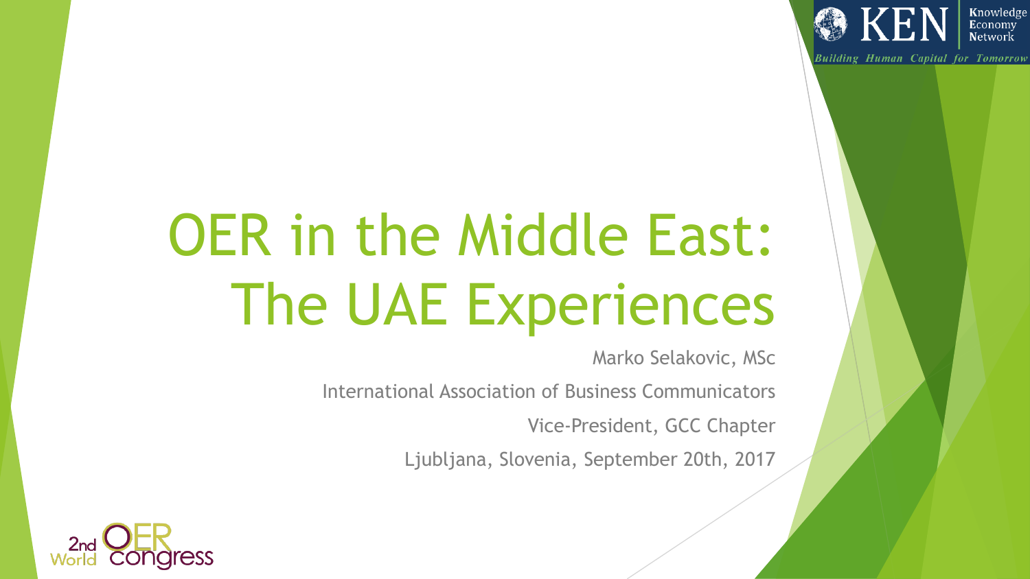# OER in the Middle East: The UAE Experiences

Marko Selakovic, MSc

International Association of Business Communicators

Vice-President, GCC Chapter

Ljubljana, Slovenia, September 20th, 2017

KEN Knowledge Economy Network

*Building Human Capital for Tomorrow*

2nd World OER Congress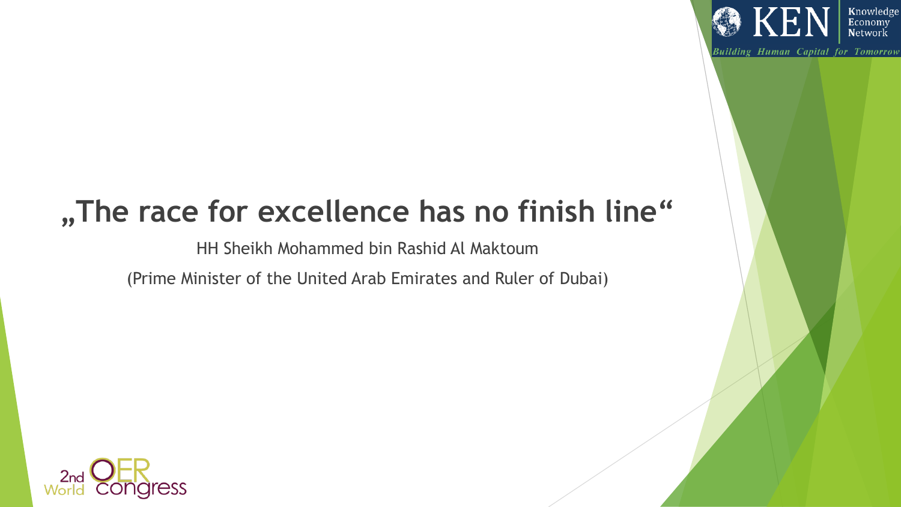# „The race for excellence has no finish line“

HH Sheikh Mohammed bin Rashid Al Maktoum

(Prime Minister of the United Arab Emirates and Ruler of Dubai)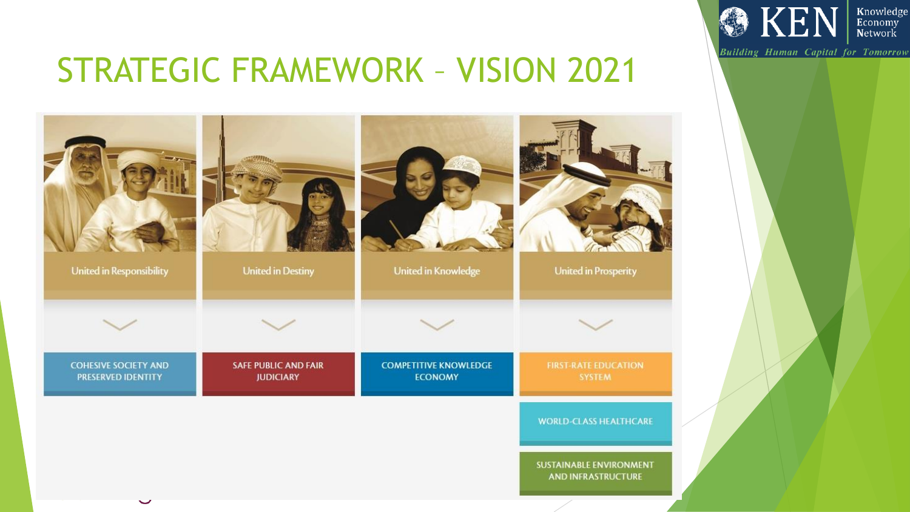# STRATEGIC FRAMEWORK – VISION 2021

| United in Responsibility | United in Destiny | United in Knowledge | United in Prosperity |
|---|---|---|---|
| COHESIVE SOCIETY AND PRESERVED IDENTITY | SAFE PUBLIC AND FAIR JUDICIARY | COMPETITIVE KNOWLEDGE ECONOMY | FIRST-RATE EDUCATION SYSTEM |
| | | | WORLD-CLASS HEALTHCARE |
| | | | SUSTAINABLE ENVIRONMENT AND INFRASTRUCTURE |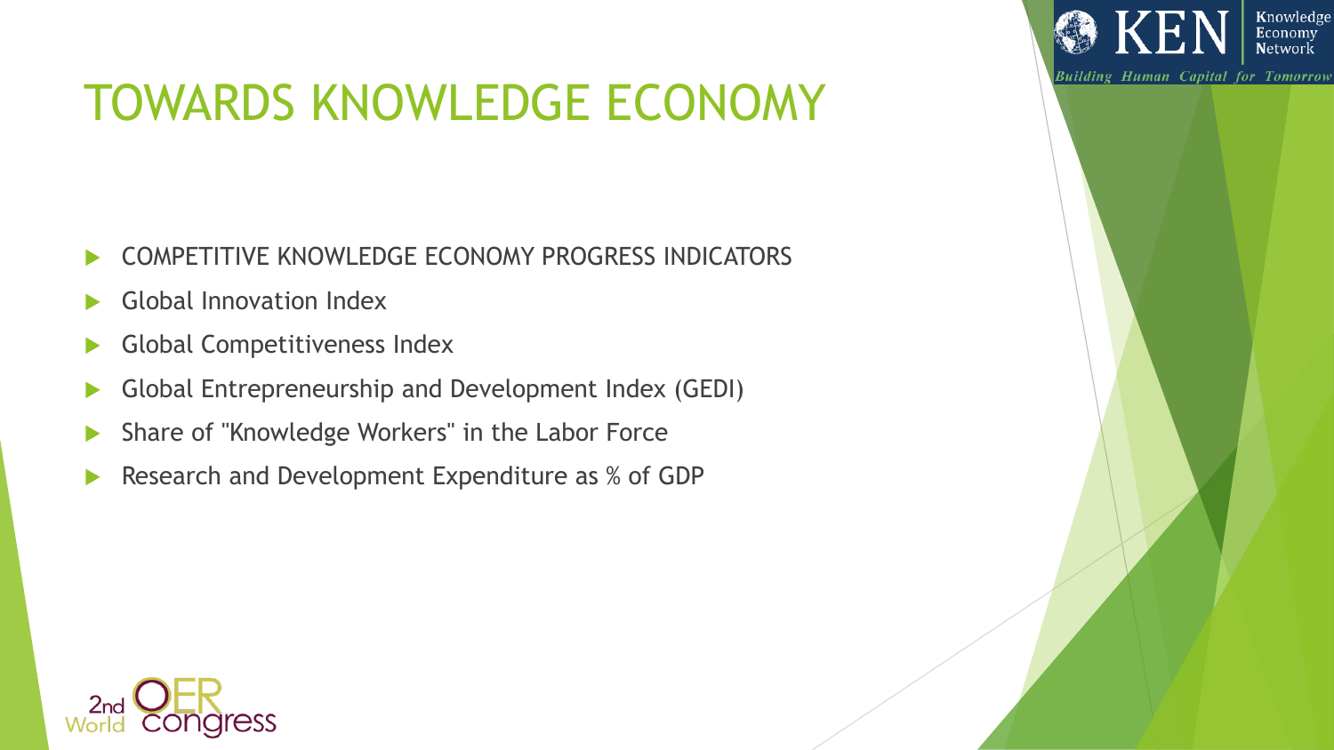# TOWARDS KNOWLEDGE ECONOMY

- COMPETITIVE KNOWLEDGE ECONOMY PROGRESS INDICATORS
- Global Innovation Index
- Global Competitiveness Index
- Global Entrepreneurship and Development Index (GEDI)
- Share of "Knowledge Workers" in the Labor Force
- Research and Development Expenditure as % of GDP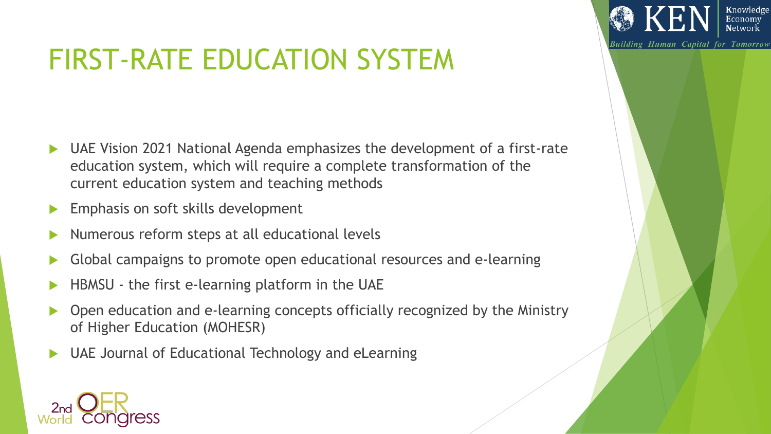# FIRST-RATE EDUCATION SYSTEM

- UAE Vision 2021 National Agenda emphasizes the development of a first-rate education system, which will require a complete transformation of the current education system and teaching methods
- Emphasis on soft skills development
- Numerous reform steps at all educational levels
- Global campaigns to promote open educational resources and e-learning
- HBMSU - the first e-learning platform in the UAE
- Open education and e-learning concepts officially recognized by the Ministry of Higher Education (MOHESR)
- UAE Journal of Educational Technology and eLearning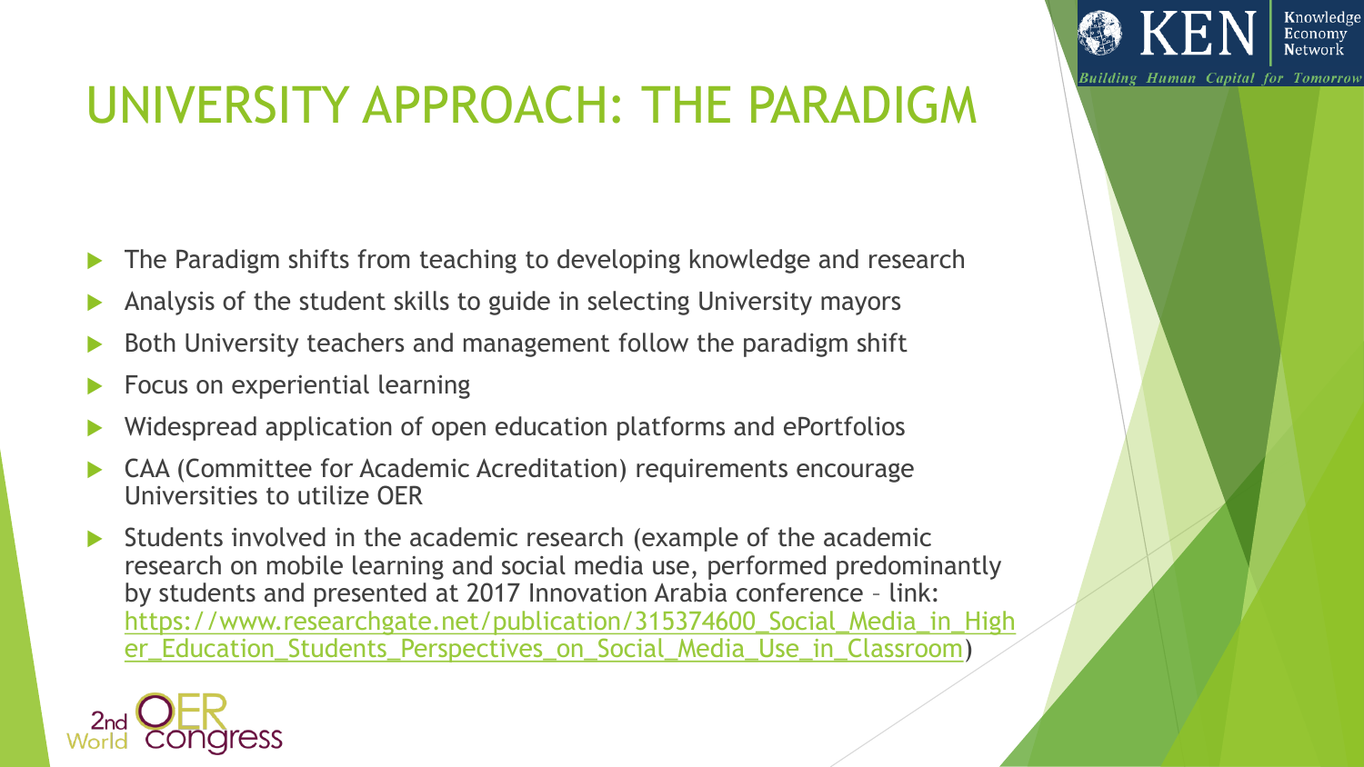# UNIVERSITY APPROACH: THE PARADIGM

- The Paradigm shifts from teaching to developing knowledge and research
- Analysis of the student skills to guide in selecting University mayors
- Both University teachers and management follow the paradigm shift
- Focus on experiential learning
- Widespread application of open education platforms and ePortfolios
- CAA (Committee for Academic Acreditation) requirements encourage Universities to utilize OER
- Students involved in the academic research (example of the academic research on mobile learning and social media use, performed predominantly by students and presented at 2017 Innovation Arabia conference – link: [https://www.researchgate.net/publication/315374600_Social_Media_in_Higher_Education_Students_Perspectives_on_Social_Media_Use_in_Classroom](https://www.researchgate.net/publication/315374600_Social_Media_in_Higher_Education_Students_Perspectives_on_Social_Media_Use_in_Classroom))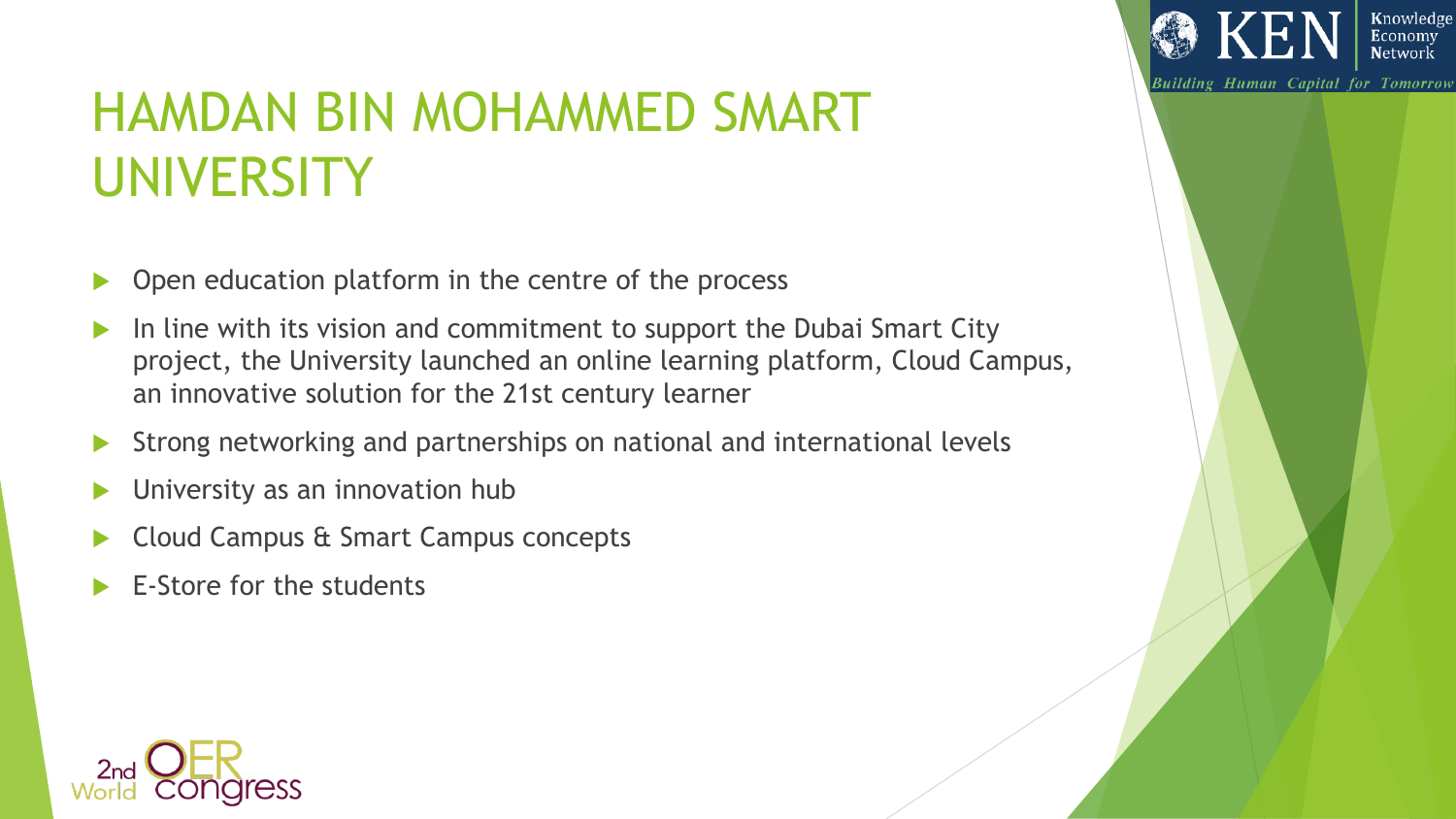# HAMDAN BIN MOHAMMED SMART UNIVERSITY

- Open education platform in the centre of the process
- In line with its vision and commitment to support the Dubai Smart City project, the University launched an online learning platform, Cloud Campus, an innovative solution for the 21st century learner
- Strong networking and partnerships on national and international levels
- University as an innovation hub
- Cloud Campus & Smart Campus concepts
- E-Store for the students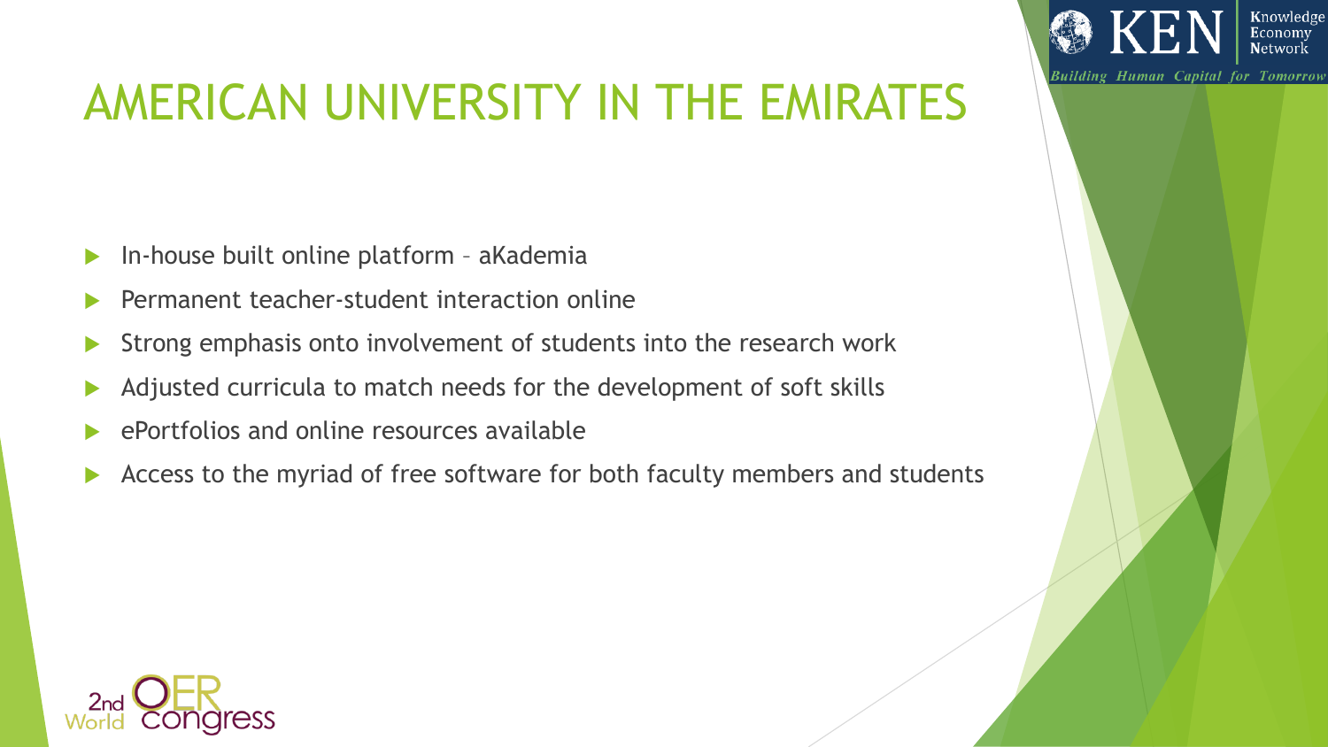# AMERICAN UNIVERSITY IN THE EMIRATES

- In-house built online platform – aKademia
- Permanent teacher-student interaction online
- Strong emphasis onto involvement of students into the research work
- Adjusted curricula to match needs for the development of soft skills
- ePortfolios and online resources available
- Access to the myriad of free software for both faculty members and students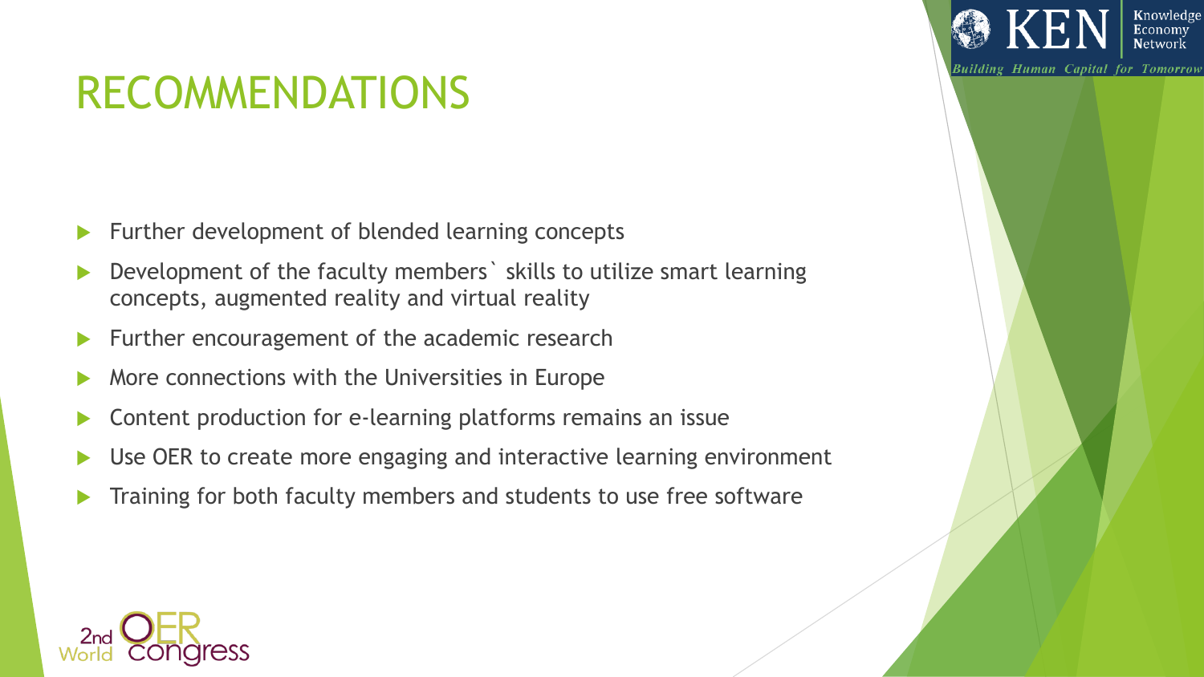# RECOMMENDATIONS

- Further development of blended learning concepts
- Development of the faculty members` skills to utilize smart learning concepts, augmented reality and virtual reality
- Further encouragement of the academic research
- More connections with the Universities in Europe
- Content production for e-learning platforms remains an issue
- Use OER to create more engaging and interactive learning environment
- Training for both faculty members and students to use free software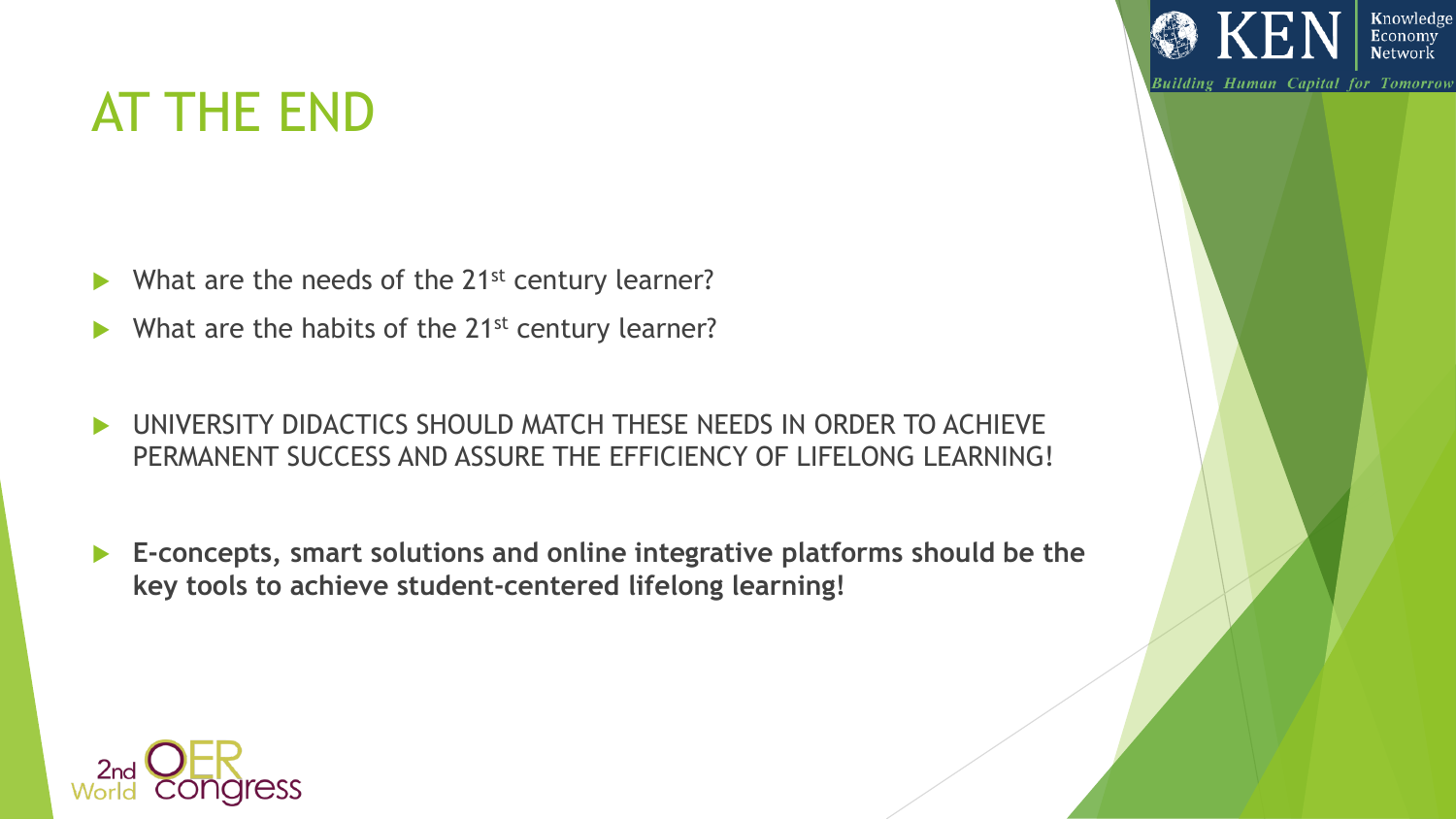# AT THE END

- What are the needs of the 21st century learner?
- What are the habits of the 21st century learner?

- UNIVERSITY DIDACTICS SHOULD MATCH THESE NEEDS IN ORDER TO ACHIEVE PERMANENT SUCCESS AND ASSURE THE EFFICIENCY OF LIFELONG LEARNING!

- **E-concepts, smart solutions and online integrative platforms should be the key tools to achieve student-centered lifelong learning!**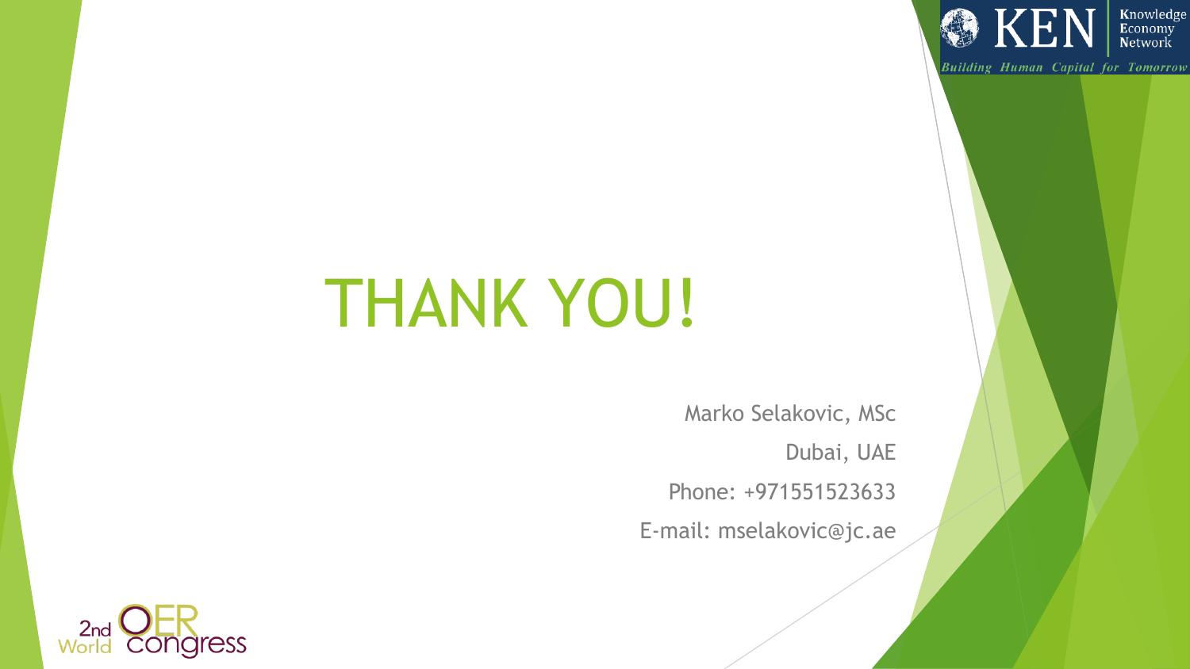# THANK YOU!

Marko Selakovic, MSc

Dubai, UAE

Phone: +971551523633

E-mail: mselakovic@jc.ae